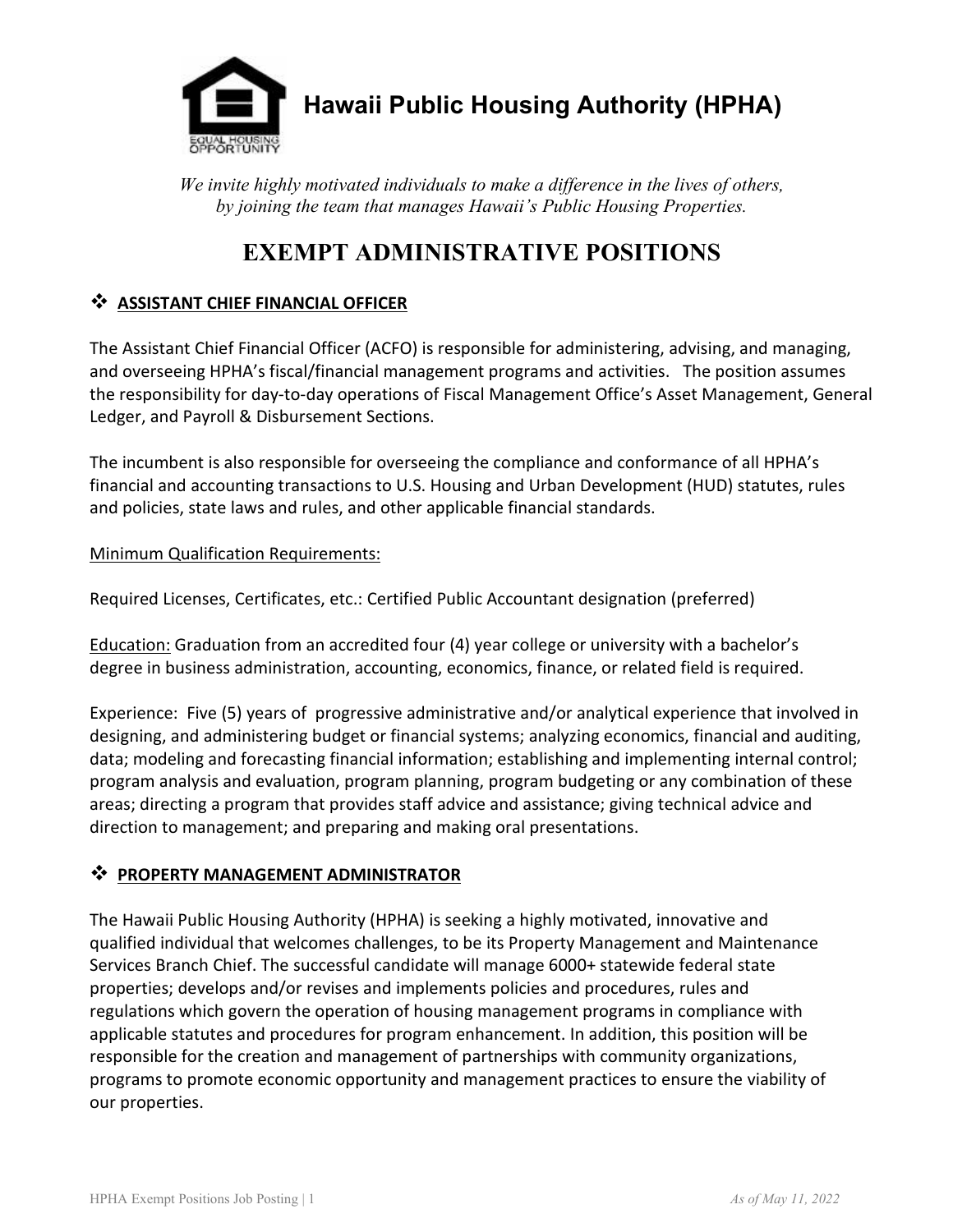# Hawaii Public Housing Authority (HPHA)

*We invite highly motivated individuals to make a difference in the lives of others, by joining the team that manages Hawaii's Public Housing Properties.*

## EXEMPT ADMINISTRATIVE POSITIONS

### ❖ ASSISTANT CHIEF FINANCIAL OFFICER

The Assistant Chief Financial Officer (ACFO) is responsible for administering, advising, and managing, and overseeing HPHA's fiscal/financial management programs and activities. The position assumes the responsibility for day-to-day operations of Fiscal Management Office's Asset Management, General Ledger, and Payroll & Disbursement Sections.

The incumbent is also responsible for overseeing the compliance and conformance of all HPHA's financial and accounting transactions to U.S. Housing and Urban Development (HUD) statutes, rules and policies, state laws and rules, and other applicable financial standards.

Minimum Qualification Requirements:

Required Licenses, Certificates, etc.: Certified Public Accountant designation (preferred)

Education: Graduation from an accredited four (4) year college or university with a bachelor's degree in business administration, accounting, economics, finance, or related field is required.

Experience: Five (5) years of progressive administrative and/or analytical experience that involved in designing, and administering budget or financial systems; analyzing economics, financial and auditing, data; modeling and forecasting financial information; establishing and implementing internal control; program analysis and evaluation, program planning, program budgeting or any combination of these areas; directing a program that provides staff advice and assistance; giving technical advice and direction to management; and preparing and making oral presentations.

### ❖ PROPERTY MANAGEMENT ADMINISTRATOR

The Hawaii Public Housing Authority (HPHA) is seeking a highly motivated, innovative and qualified individual that welcomes challenges, to be its Property Management and Maintenance Services Branch Chief. The successful candidate will manage 6000+ statewide federal state properties; develops and/or revises and implements policies and procedures, rules and regulations which govern the operation of housing management programs in compliance with applicable statutes and procedures for program enhancement. In addition, this position will be responsible for the creation and management of partnerships with community organizations, programs to promote economic opportunity and management practices to ensure the viability of our properties.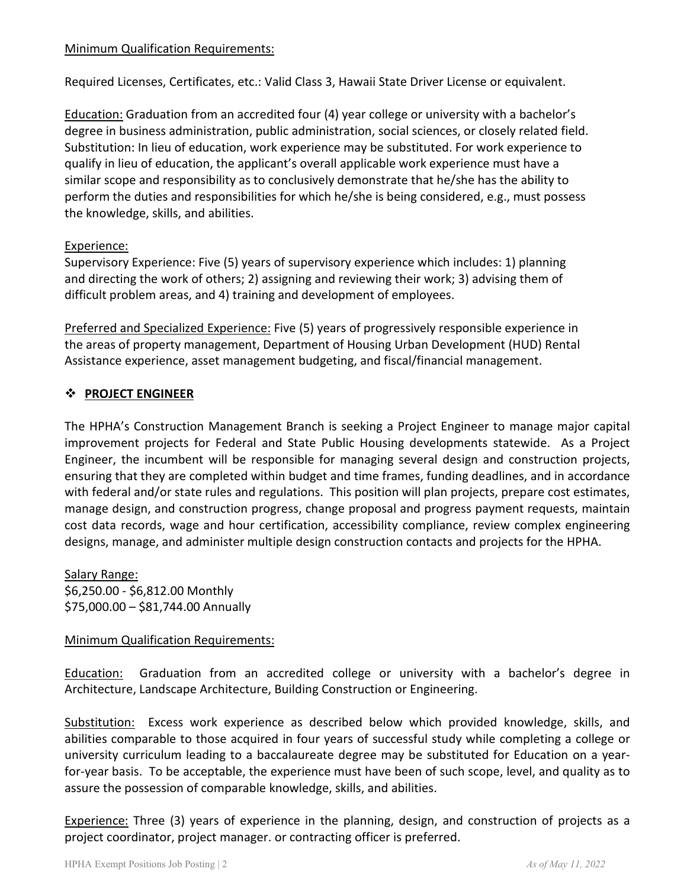Minimum Qualification Requirements:

Required Licenses, Certificates, etc.: Valid Class 3, Hawaii State Driver License or equivalent.

Education: Graduation from an accredited four (4) year college or university with a bachelor's degree in business administration, public administration, social sciences, or closely related field. Substitution: In lieu of education, work experience may be substituted. For work experience to qualify in lieu of education, the applicant's overall applicable work experience must have a similar scope and responsibility as to conclusively demonstrate that he/she has the ability to perform the duties and responsibilities for which he/she is being considered, e.g., must possess the knowledge, skills, and abilities.

Experience:
Supervisory Experience: Five (5) years of supervisory experience which includes: 1) planning and directing the work of others; 2) assigning and reviewing their work; 3) advising them of difficult problem areas, and 4) training and development of employees.

Preferred and Specialized Experience: Five (5) years of progressively responsible experience in the areas of property management, Department of Housing Urban Development (HUD) Rental Assistance experience, asset management budgeting, and fiscal/financial management.

## ❖ PROJECT ENGINEER

The HPHA's Construction Management Branch is seeking a Project Engineer to manage major capital improvement projects for Federal and State Public Housing developments statewide. As a Project Engineer, the incumbent will be responsible for managing several design and construction projects, ensuring that they are completed within budget and time frames, funding deadlines, and in accordance with federal and/or state rules and regulations. This position will plan projects, prepare cost estimates, manage design, and construction progress, change proposal and progress payment requests, maintain cost data records, wage and hour certification, accessibility compliance, review complex engineering designs, manage, and administer multiple design construction contacts and projects for the HPHA.

Salary Range:
$6,250.00 - $6,812.00 Monthly
$75,000.00 – $81,744.00 Annually

Minimum Qualification Requirements:

Education: Graduation from an accredited college or university with a bachelor's degree in Architecture, Landscape Architecture, Building Construction or Engineering.

Substitution: Excess work experience as described below which provided knowledge, skills, and abilities comparable to those acquired in four years of successful study while completing a college or university curriculum leading to a baccalaureate degree may be substituted for Education on a year-for-year basis. To be acceptable, the experience must have been of such scope, level, and quality as to assure the possession of comparable knowledge, skills, and abilities.

Experience: Three (3) years of experience in the planning, design, and construction of projects as a project coordinator, project manager. or contracting officer is preferred.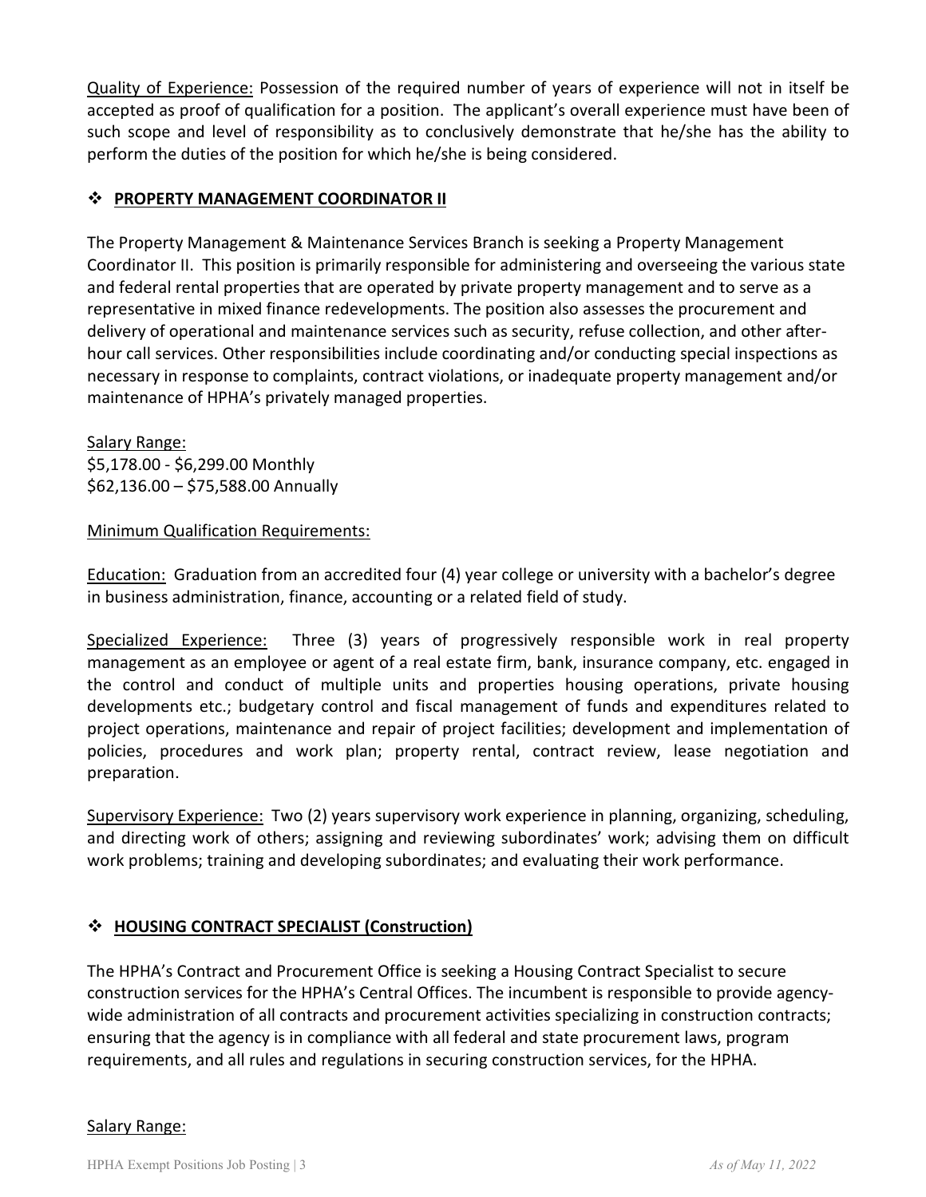Quality of Experience: Possession of the required number of years of experience will not in itself be accepted as proof of qualification for a position. The applicant's overall experience must have been of such scope and level of responsibility as to conclusively demonstrate that he/she has the ability to perform the duties of the position for which he/she is being considered.

## ❖ PROPERTY MANAGEMENT COORDINATOR II

The Property Management & Maintenance Services Branch is seeking a Property Management Coordinator II. This position is primarily responsible for administering and overseeing the various state and federal rental properties that are operated by private property management and to serve as a representative in mixed finance redevelopments. The position also assesses the procurement and delivery of operational and maintenance services such as security, refuse collection, and other after-hour call services. Other responsibilities include coordinating and/or conducting special inspections as necessary in response to complaints, contract violations, or inadequate property management and/or maintenance of HPHA's privately managed properties.

Salary Range:
$5,178.00 - $6,299.00 Monthly
$62,136.00 – $75,588.00 Annually

Minimum Qualification Requirements:

Education: Graduation from an accredited four (4) year college or university with a bachelor's degree in business administration, finance, accounting or a related field of study.

Specialized Experience: Three (3) years of progressively responsible work in real property management as an employee or agent of a real estate firm, bank, insurance company, etc. engaged in the control and conduct of multiple units and properties housing operations, private housing developments etc.; budgetary control and fiscal management of funds and expenditures related to project operations, maintenance and repair of project facilities; development and implementation of policies, procedures and work plan; property rental, contract review, lease negotiation and preparation.

Supervisory Experience: Two (2) years supervisory work experience in planning, organizing, scheduling, and directing work of others; assigning and reviewing subordinates' work; advising them on difficult work problems; training and developing subordinates; and evaluating their work performance.

## ❖ HOUSING CONTRACT SPECIALIST (Construction)

The HPHA's Contract and Procurement Office is seeking a Housing Contract Specialist to secure construction services for the HPHA's Central Offices. The incumbent is responsible to provide agency-wide administration of all contracts and procurement activities specializing in construction contracts; ensuring that the agency is in compliance with all federal and state procurement laws, program requirements, and all rules and regulations in securing construction services, for the HPHA.

Salary Range: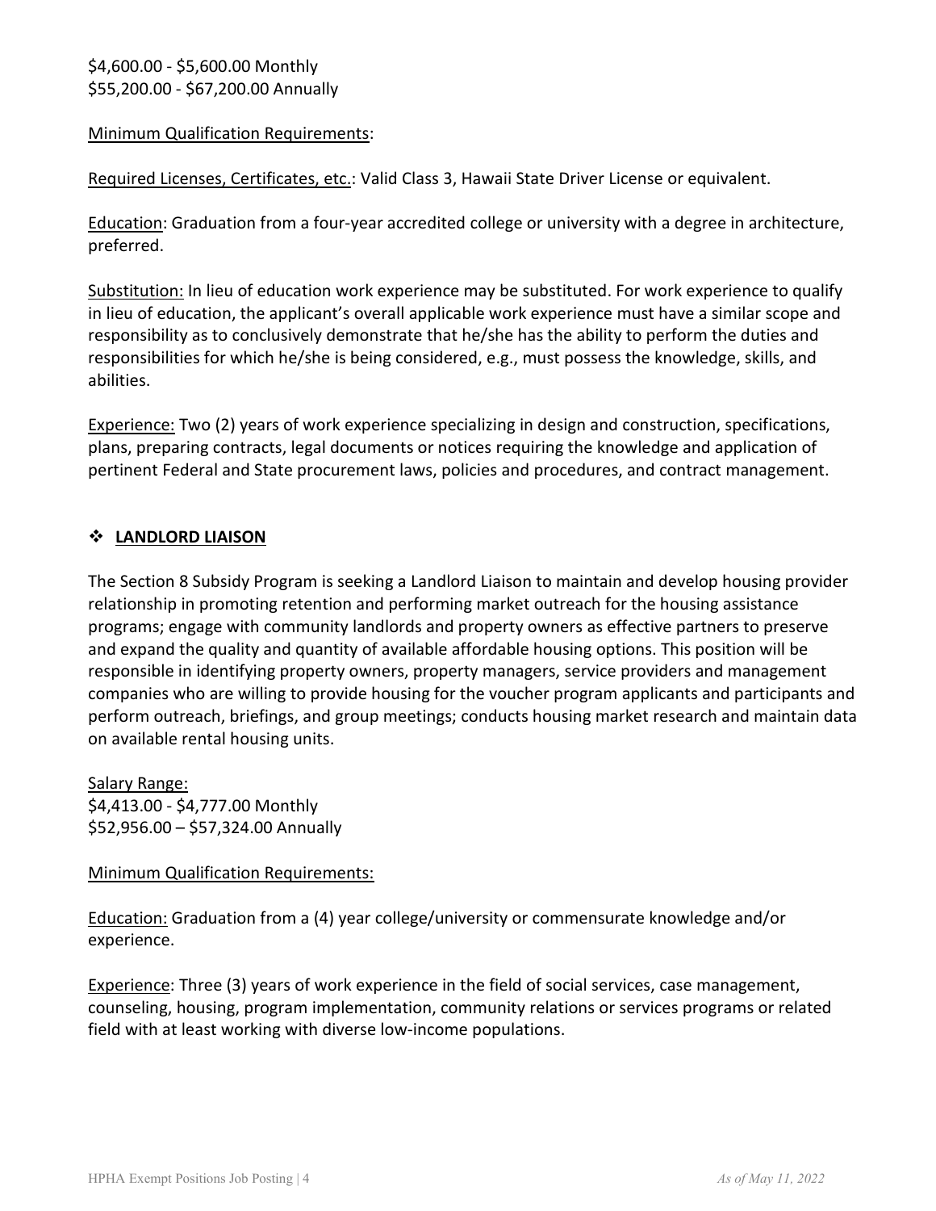$4,600.00 - $5,600.00 Monthly
$55,200.00 - $67,200.00 Annually

Minimum Qualification Requirements:

Required Licenses, Certificates, etc.: Valid Class 3, Hawaii State Driver License or equivalent.

Education: Graduation from a four-year accredited college or university with a degree in architecture, preferred.

Substitution: In lieu of education work experience may be substituted. For work experience to qualify in lieu of education, the applicant's overall applicable work experience must have a similar scope and responsibility as to conclusively demonstrate that he/she has the ability to perform the duties and responsibilities for which he/she is being considered, e.g., must possess the knowledge, skills, and abilities.

Experience: Two (2) years of work experience specializing in design and construction, specifications, plans, preparing contracts, legal documents or notices requiring the knowledge and application of pertinent Federal and State procurement laws, policies and procedures, and contract management.

## ❖ LANDLORD LIAISON

The Section 8 Subsidy Program is seeking a Landlord Liaison to maintain and develop housing provider relationship in promoting retention and performing market outreach for the housing assistance programs; engage with community landlords and property owners as effective partners to preserve and expand the quality and quantity of available affordable housing options. This position will be responsible in identifying property owners, property managers, service providers and management companies who are willing to provide housing for the voucher program applicants and participants and perform outreach, briefings, and group meetings; conducts housing market research and maintain data on available rental housing units.

Salary Range:
$4,413.00 - $4,777.00 Monthly
$52,956.00 – $57,324.00 Annually

Minimum Qualification Requirements:

Education: Graduation from a (4) year college/university or commensurate knowledge and/or experience.

Experience: Three (3) years of work experience in the field of social services, case management, counseling, housing, program implementation, community relations or services programs or related field with at least working with diverse low-income populations.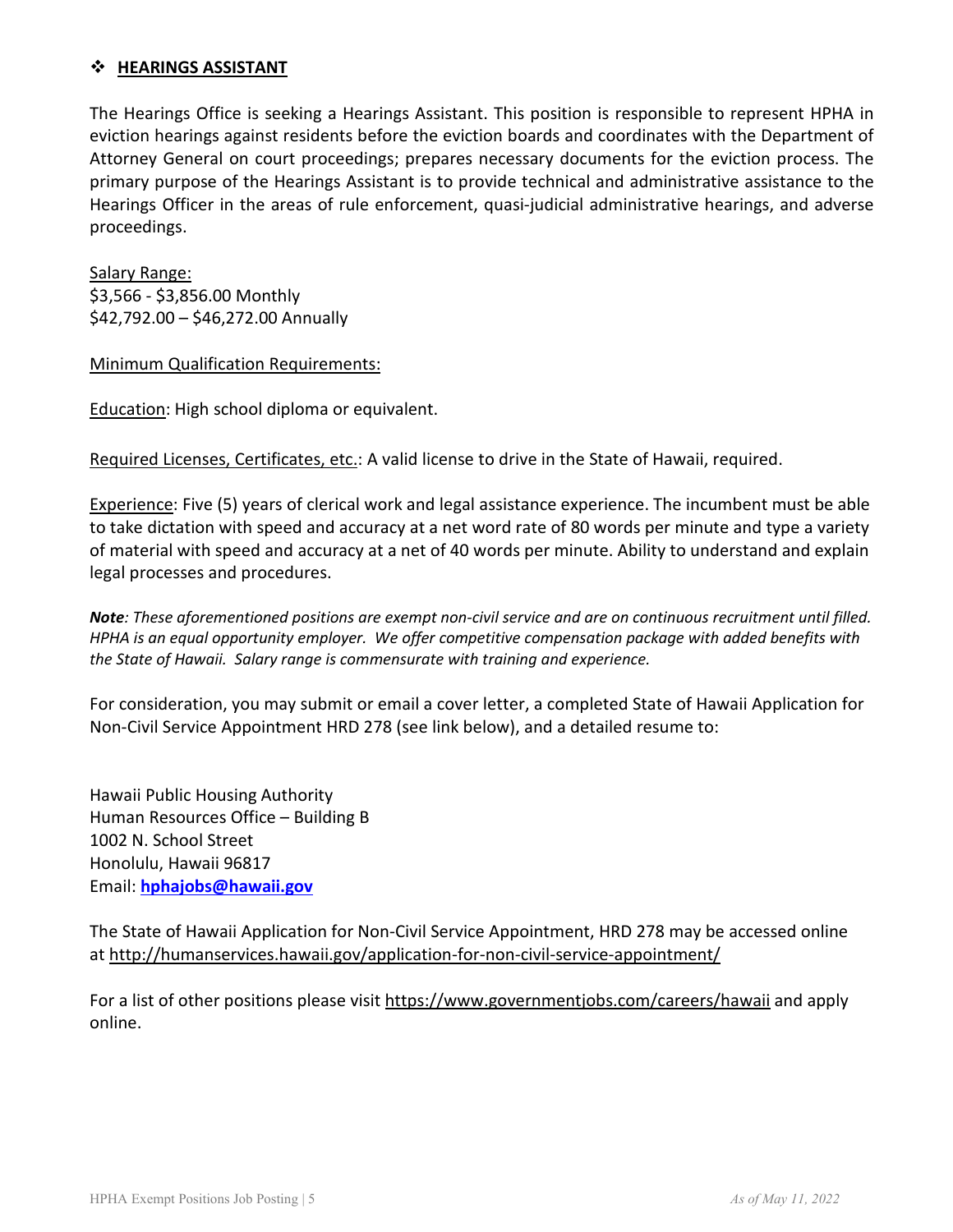## ❖ **HEARINGS ASSISTANT**

The Hearings Office is seeking a Hearings Assistant. This position is responsible to represent HPHA in eviction hearings against residents before the eviction boards and coordinates with the Department of Attorney General on court proceedings; prepares necessary documents for the eviction process. The primary purpose of the Hearings Assistant is to provide technical and administrative assistance to the Hearings Officer in the areas of rule enforcement, quasi-judicial administrative hearings, and adverse proceedings.

Salary Range:
$3,566 - $3,856.00 Monthly
$42,792.00 – $46,272.00 Annually

Minimum Qualification Requirements:

Education: High school diploma or equivalent.

Required Licenses, Certificates, etc.: A valid license to drive in the State of Hawaii, required.

Experience: Five (5) years of clerical work and legal assistance experience. The incumbent must be able to take dictation with speed and accuracy at a net word rate of 80 words per minute and type a variety of material with speed and accuracy at a net of 40 words per minute. Ability to understand and explain legal processes and procedures.

***Note**: These aforementioned positions are exempt non-civil service and are on continuous recruitment until filled. HPHA is an equal opportunity employer. We offer competitive compensation package with added benefits with the State of Hawaii. Salary range is commensurate with training and experience.*

For consideration, you may submit or email a cover letter, a completed State of Hawaii Application for Non-Civil Service Appointment HRD 278 (see link below), and a detailed resume to:

Hawaii Public Housing Authority
Human Resources Office – Building B
1002 N. School Street
Honolulu, Hawaii 96817
Email: **hphajobs@hawaii.gov**

The State of Hawaii Application for Non-Civil Service Appointment, HRD 278 may be accessed online at http://humanservices.hawaii.gov/application-for-non-civil-service-appointment/

For a list of other positions please visit https://www.governmentjobs.com/careers/hawaii and apply online.